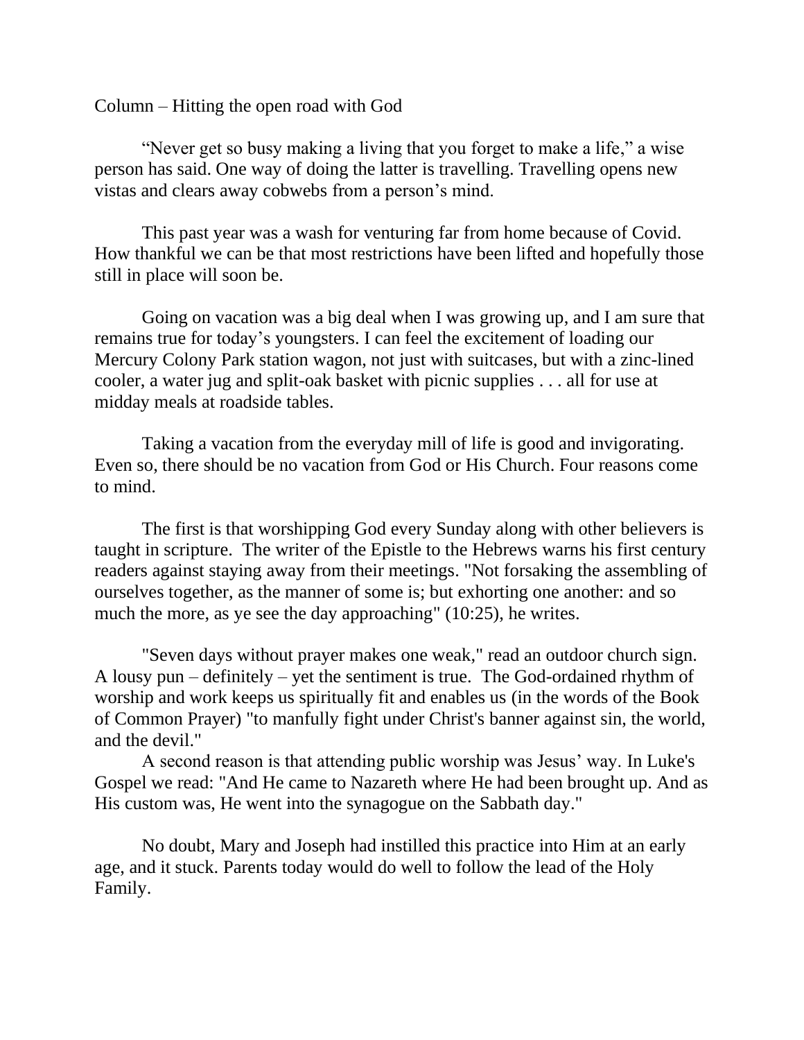Column – Hitting the open road with God

"Never get so busy making a living that you forget to make a life," a wise person has said. One way of doing the latter is travelling. Travelling opens new vistas and clears away cobwebs from a person's mind.

This past year was a wash for venturing far from home because of Covid. How thankful we can be that most restrictions have been lifted and hopefully those still in place will soon be.

Going on vacation was a big deal when I was growing up, and I am sure that remains true for today's youngsters. I can feel the excitement of loading our Mercury Colony Park station wagon, not just with suitcases, but with a zinc-lined cooler, a water jug and split-oak basket with picnic supplies . . . all for use at midday meals at roadside tables.

Taking a vacation from the everyday mill of life is good and invigorating. Even so, there should be no vacation from God or His Church. Four reasons come to mind.

The first is that worshipping God every Sunday along with other believers is taught in scripture. The writer of the Epistle to the Hebrews warns his first century readers against staying away from their meetings. "Not forsaking the assembling of ourselves together, as the manner of some is; but exhorting one another: and so much the more, as ye see the day approaching" (10:25), he writes.

"Seven days without prayer makes one weak," read an outdoor church sign. A lousy pun – definitely – yet the sentiment is true. The God-ordained rhythm of worship and work keeps us spiritually fit and enables us (in the words of the Book of Common Prayer) "to manfully fight under Christ's banner against sin, the world, and the devil."

A second reason is that attending public worship was Jesus' way. In Luke's Gospel we read: "And He came to Nazareth where He had been brought up. And as His custom was, He went into the synagogue on the Sabbath day."

No doubt, Mary and Joseph had instilled this practice into Him at an early age, and it stuck. Parents today would do well to follow the lead of the Holy Family.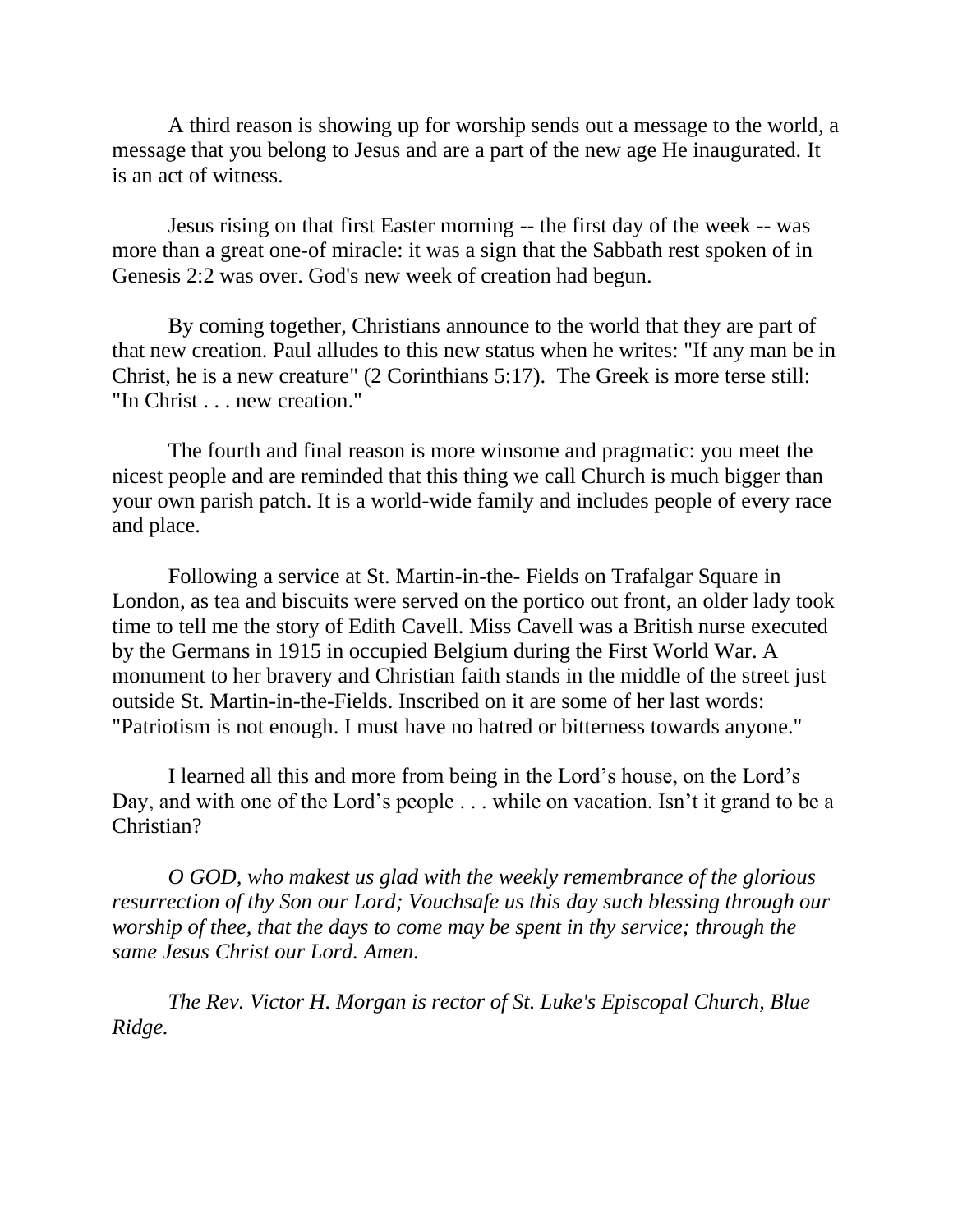A third reason is showing up for worship sends out a message to the world, a message that you belong to Jesus and are a part of the new age He inaugurated. It is an act of witness.

Jesus rising on that first Easter morning -- the first day of the week -- was more than a great one-of miracle: it was a sign that the Sabbath rest spoken of in Genesis 2:2 was over. God's new week of creation had begun.

By coming together, Christians announce to the world that they are part of that new creation. Paul alludes to this new status when he writes: "If any man be in Christ, he is a new creature" (2 Corinthians 5:17). The Greek is more terse still: "In Christ . . . new creation."

The fourth and final reason is more winsome and pragmatic: you meet the nicest people and are reminded that this thing we call Church is much bigger than your own parish patch. It is a world-wide family and includes people of every race and place.

Following a service at St. Martin-in-the- Fields on Trafalgar Square in London, as tea and biscuits were served on the portico out front, an older lady took time to tell me the story of Edith Cavell. Miss Cavell was a British nurse executed by the Germans in 1915 in occupied Belgium during the First World War. A monument to her bravery and Christian faith stands in the middle of the street just outside St. Martin-in-the-Fields. Inscribed on it are some of her last words: "Patriotism is not enough. I must have no hatred or bitterness towards anyone."

I learned all this and more from being in the Lord's house, on the Lord's Day, and with one of the Lord's people . . . while on vacation. Isn't it grand to be a Christian?

*O GOD, who makest us glad with the weekly remembrance of the glorious resurrection of thy Son our Lord; Vouchsafe us this day such blessing through our worship of thee, that the days to come may be spent in thy service; through the same Jesus Christ our Lord. Amen.*

*The Rev. Victor H. Morgan is rector of St. Luke's Episcopal Church, Blue Ridge.*